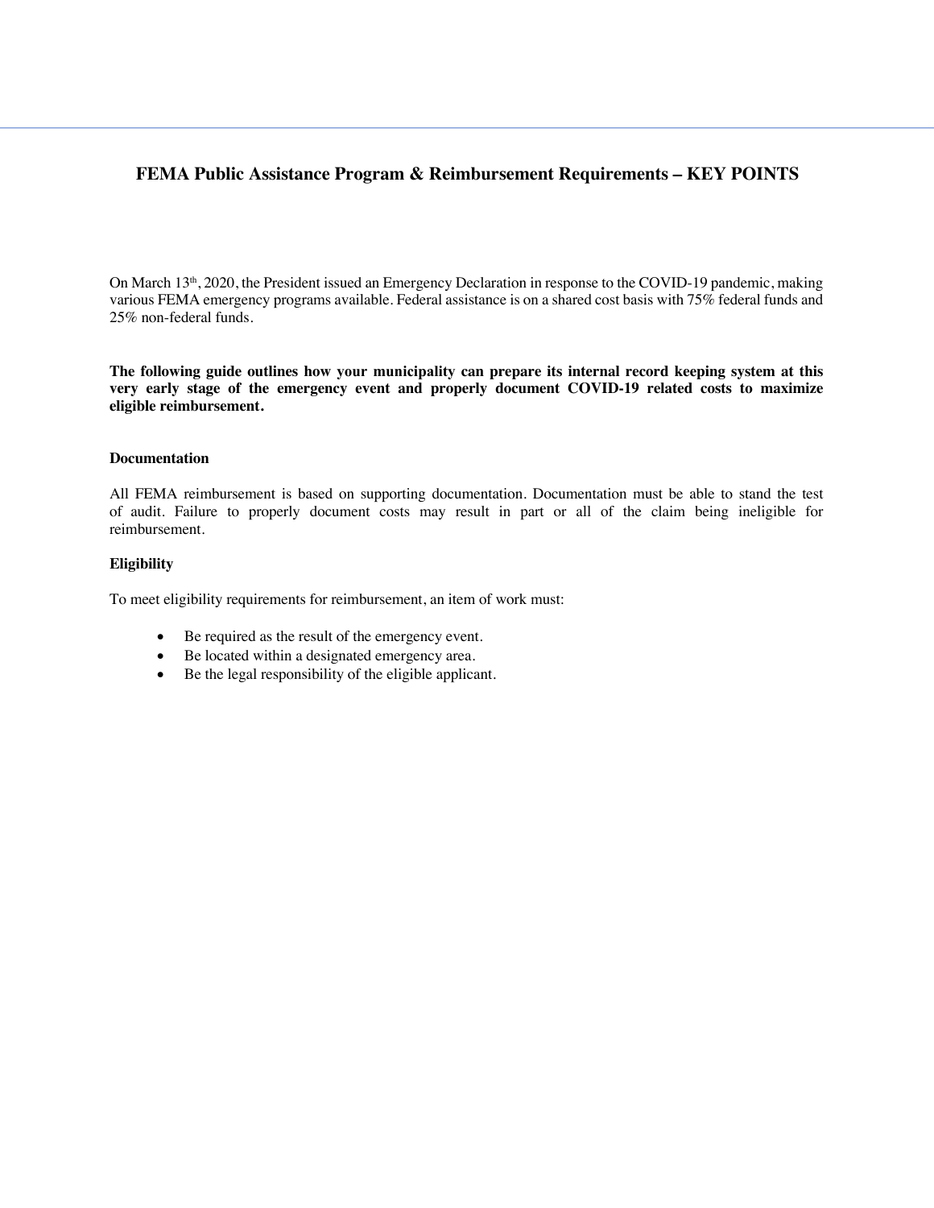## FEMA Public Assistance Program & Reimbursement Requirements – KEY POINTS

On March 13th, 2020, the President issued an Emergency Declaration in response to the COVID-19 pandemic, making various FEMA emergency programs available. Federal assistance is on a shared cost basis with 75% federal funds and 25% non-federal funds.

**The following guide outlines how your municipality can prepare its internal record keeping system at this very early stage of the emergency event and properly document COVID-19 related costs to maximize eligible reimbursement.**

### Documentation

All FEMA reimbursement is based on supporting documentation. Documentation must be able to stand the test of audit. Failure to properly document costs may result in part or all of the claim being ineligible for reimbursement.

### Eligibility

To meet eligibility requirements for reimbursement, an item of work must:

- Be required as the result of the emergency event.
- Be located within a designated emergency area.
- Be the legal responsibility of the eligible applicant.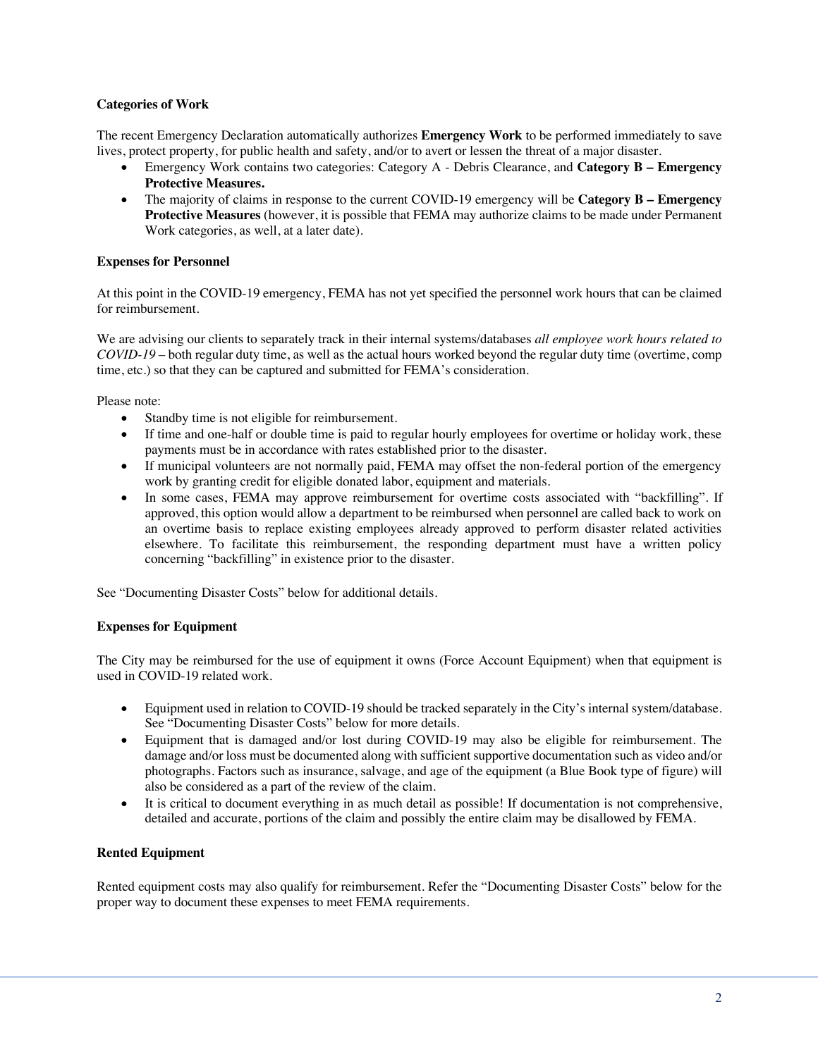**Categories of Work**

The recent Emergency Declaration automatically authorizes **Emergency Work** to be performed immediately to save lives, protect property, for public health and safety, and/or to avert or lessen the threat of a major disaster.

- Emergency Work contains two categories: Category A - Debris Clearance, and **Category B – Emergency Protective Measures.**
- The majority of claims in response to the current COVID-19 emergency will be **Category B – Emergency Protective Measures** (however, it is possible that FEMA may authorize claims to be made under Permanent Work categories, as well, at a later date).

**Expenses for Personnel**

At this point in the COVID-19 emergency, FEMA has not yet specified the personnel work hours that can be claimed for reimbursement.

We are advising our clients to separately track in their internal systems/databases *all employee work hours related to COVID-19* – both regular duty time, as well as the actual hours worked beyond the regular duty time (overtime, comp time, etc.) so that they can be captured and submitted for FEMA's consideration.

Please note:

- Standby time is not eligible for reimbursement.
- If time and one-half or double time is paid to regular hourly employees for overtime or holiday work, these payments must be in accordance with rates established prior to the disaster.
- If municipal volunteers are not normally paid, FEMA may offset the non-federal portion of the emergency work by granting credit for eligible donated labor, equipment and materials.
- In some cases, FEMA may approve reimbursement for overtime costs associated with "backfilling". If approved, this option would allow a department to be reimbursed when personnel are called back to work on an overtime basis to replace existing employees already approved to perform disaster related activities elsewhere. To facilitate this reimbursement, the responding department must have a written policy concerning "backfilling" in existence prior to the disaster.

See "Documenting Disaster Costs" below for additional details.

**Expenses for Equipment**

The City may be reimbursed for the use of equipment it owns (Force Account Equipment) when that equipment is used in COVID-19 related work.

- Equipment used in relation to COVID-19 should be tracked separately in the City's internal system/database. See "Documenting Disaster Costs" below for more details.
- Equipment that is damaged and/or lost during COVID-19 may also be eligible for reimbursement. The damage and/or loss must be documented along with sufficient supportive documentation such as video and/or photographs. Factors such as insurance, salvage, and age of the equipment (a Blue Book type of figure) will also be considered as a part of the review of the claim.
- It is critical to document everything in as much detail as possible! If documentation is not comprehensive, detailed and accurate, portions of the claim and possibly the entire claim may be disallowed by FEMA.

**Rented Equipment**

Rented equipment costs may also qualify for reimbursement. Refer the "Documenting Disaster Costs" below for the proper way to document these expenses to meet FEMA requirements.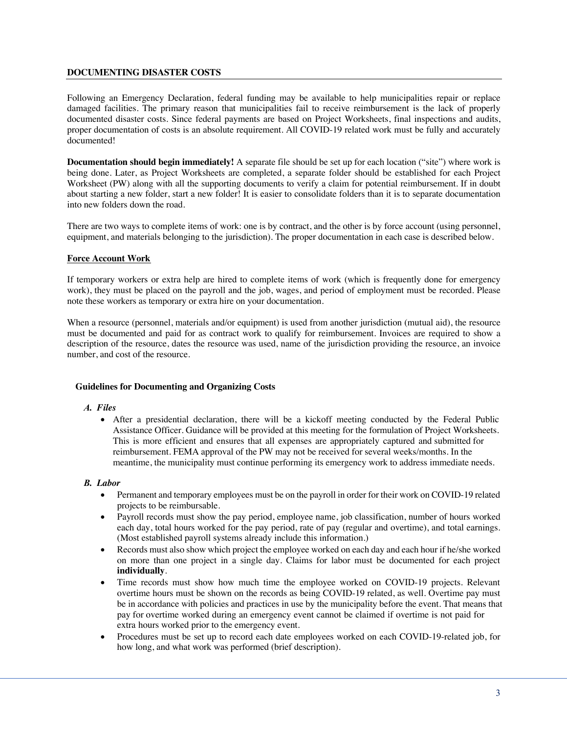## DOCUMENTING DISASTER COSTS

Following an Emergency Declaration, federal funding may be available to help municipalities repair or replace damaged facilities. The primary reason that municipalities fail to receive reimbursement is the lack of properly documented disaster costs. Since federal payments are based on Project Worksheets, final inspections and audits, proper documentation of costs is an absolute requirement. All COVID-19 related work must be fully and accurately documented!

**Documentation should begin immediately!** A separate file should be set up for each location ("site") where work is being done. Later, as Project Worksheets are completed, a separate folder should be established for each Project Worksheet (PW) along with all the supporting documents to verify a claim for potential reimbursement. If in doubt about starting a new folder, start a new folder! It is easier to consolidate folders than it is to separate documentation into new folders down the road.

There are two ways to complete items of work: one is by contract, and the other is by force account (using personnel, equipment, and materials belonging to the jurisdiction). The proper documentation in each case is described below.

### Force Account Work

If temporary workers or extra help are hired to complete items of work (which is frequently done for emergency work), they must be placed on the payroll and the job, wages, and period of employment must be recorded. Please note these workers as temporary or extra hire on your documentation.

When a resource (personnel, materials and/or equipment) is used from another jurisdiction (mutual aid), the resource must be documented and paid for as contract work to qualify for reimbursement. Invoices are required to show a description of the resource, dates the resource was used, name of the jurisdiction providing the resource, an invoice number, and cost of the resource.

#### Guidelines for Documenting and Organizing Costs

***A. Files***

- After a presidential declaration, there will be a kickoff meeting conducted by the Federal Public Assistance Officer. Guidance will be provided at this meeting for the formulation of Project Worksheets. This is more efficient and ensures that all expenses are appropriately captured and submitted for reimbursement. FEMA approval of the PW may not be received for several weeks/months. In the meantime, the municipality must continue performing its emergency work to address immediate needs.

***B. Labor***

- Permanent and temporary employees must be on the payroll in order for their work on COVID-19 related projects to be reimbursable.
- Payroll records must show the pay period, employee name, job classification, number of hours worked each day, total hours worked for the pay period, rate of pay (regular and overtime), and total earnings. (Most established payroll systems already include this information.)
- Records must also show which project the employee worked on each day and each hour if he/she worked on more than one project in a single day. Claims for labor must be documented for each project **individually**.
- Time records must show how much time the employee worked on COVID-19 projects. Relevant overtime hours must be shown on the records as being COVID-19 related, as well. Overtime pay must be in accordance with policies and practices in use by the municipality before the event. That means that pay for overtime worked during an emergency event cannot be claimed if overtime is not paid for extra hours worked prior to the emergency event.
- Procedures must be set up to record each date employees worked on each COVID-19-related job, for how long, and what work was performed (brief description).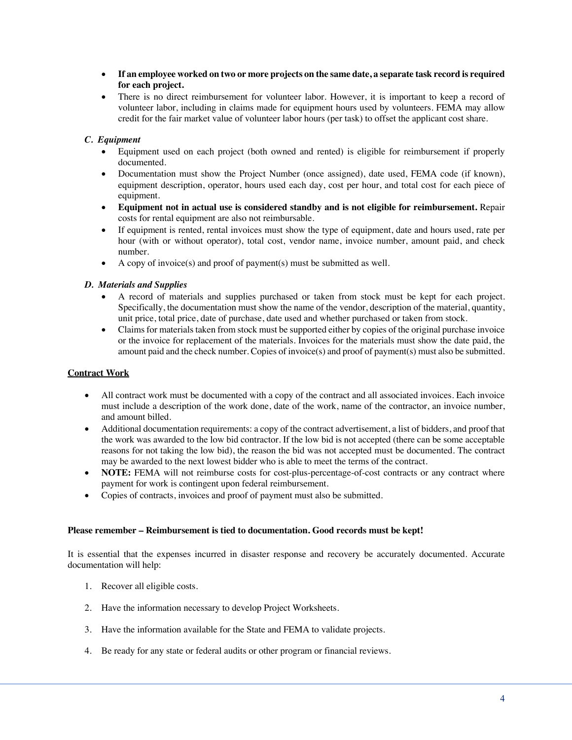- **If an employee worked on two or more projects on the same date, a separate task record is required for each project.**
- There is no direct reimbursement for volunteer labor. However, it is important to keep a record of volunteer labor, including in claims made for equipment hours used by volunteers. FEMA may allow credit for the fair market value of volunteer labor hours (per task) to offset the applicant cost share.

### *C. Equipment*

- Equipment used on each project (both owned and rented) is eligible for reimbursement if properly documented.
- Documentation must show the Project Number (once assigned), date used, FEMA code (if known), equipment description, operator, hours used each day, cost per hour, and total cost for each piece of equipment.
- **Equipment not in actual use is considered standby and is not eligible for reimbursement.** Repair costs for rental equipment are also not reimbursable.
- If equipment is rented, rental invoices must show the type of equipment, date and hours used, rate per hour (with or without operator), total cost, vendor name, invoice number, amount paid, and check number.
- A copy of invoice(s) and proof of payment(s) must be submitted as well.

### *D. Materials and Supplies*

- A record of materials and supplies purchased or taken from stock must be kept for each project. Specifically, the documentation must show the name of the vendor, description of the material, quantity, unit price, total price, date of purchase, date used and whether purchased or taken from stock.
- Claims for materials taken from stock must be supported either by copies of the original purchase invoice or the invoice for replacement of the materials. Invoices for the materials must show the date paid, the amount paid and the check number. Copies of invoice(s) and proof of payment(s) must also be submitted.

## <u>Contract Work</u>

- All contract work must be documented with a copy of the contract and all associated invoices. Each invoice must include a description of the work done, date of the work, name of the contractor, an invoice number, and amount billed.
- Additional documentation requirements: a copy of the contract advertisement, a list of bidders, and proof that the work was awarded to the low bid contractor. If the low bid is not accepted (there can be some acceptable reasons for not taking the low bid), the reason the bid was not accepted must be documented. The contract may be awarded to the next lowest bidder who is able to meet the terms of the contract.
- **NOTE:** FEMA will not reimburse costs for cost-plus-percentage-of-cost contracts or any contract where payment for work is contingent upon federal reimbursement.
- Copies of contracts, invoices and proof of payment must also be submitted.

**Please remember – Reimbursement is tied to documentation. Good records must be kept!**

It is essential that the expenses incurred in disaster response and recovery be accurately documented. Accurate documentation will help:

1. Recover all eligible costs.
2. Have the information necessary to develop Project Worksheets.
3. Have the information available for the State and FEMA to validate projects.
4. Be ready for any state or federal audits or other program or financial reviews.